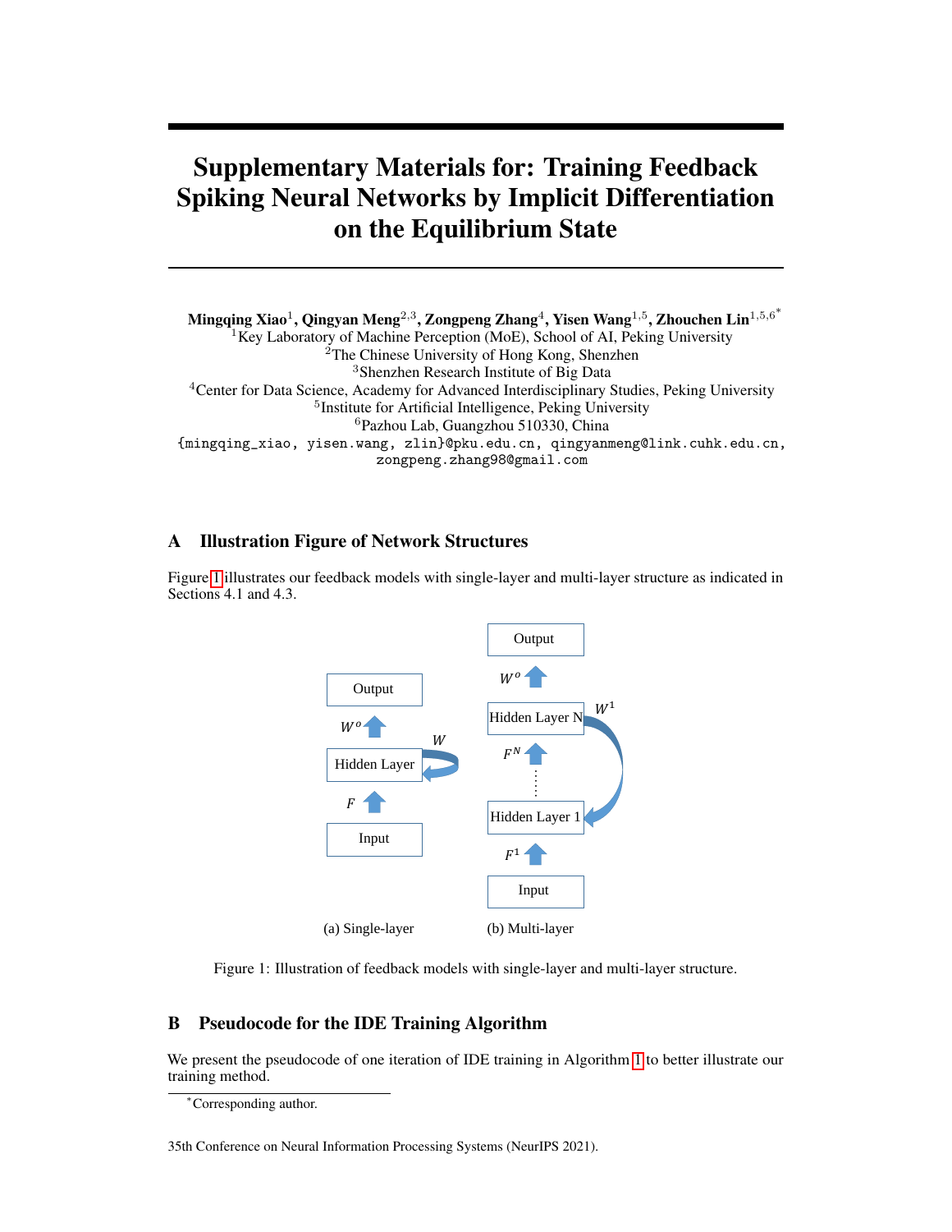# Supplementary Materials for: Training Feedback Spiking Neural Networks by Implicit Differentiation on the Equilibrium State

**Mingqing Xiao**[1], **Qingyan Meng**[2,3], **Zongpeng Zhang**[4], **Yisen Wang**[1,5], **Zhouchen Lin**[1,5,6*]

[1]Key Laboratory of Machine Perception (MoE), School of AI, Peking University
[2]The Chinese University of Hong Kong, Shenzhen
[3]Shenzhen Research Institute of Big Data
[4]Center for Data Science, Academy for Advanced Interdisciplinary Studies, Peking University
[5]Institute for Artificial Intelligence, Peking University
[6]Pazhou Lab, Guangzhou 510330, China

{mingqing_xiao, yisen.wang, zlin}@pku.edu.cn, qingyanmeng@link.cuhk.edu.cn, zongpeng.zhang98@gmail.com

## A Illustration Figure of Network Structures

Figure 1 illustrates our feedback models with single-layer and multi-layer structure as indicated in Sections 4.1 and 4.3.

(a) Single-layer (b) Multi-layer

Figure 1: Illustration of feedback models with single-layer and multi-layer structure.

## B Pseudocode for the IDE Training Algorithm

We present the pseudocode of one iteration of IDE training in Algorithm 1 to better illustrate our training method.

*Corresponding author.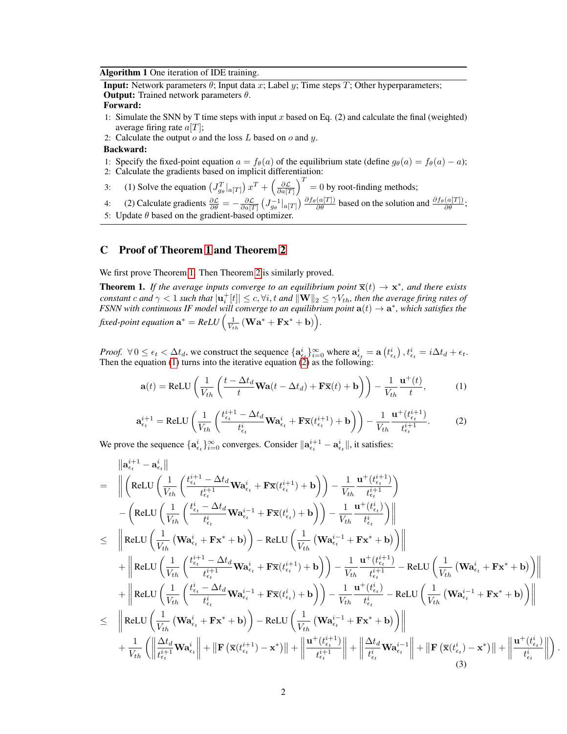**Algorithm 1** One iteration of IDE training.

**Input:** Network parameters $\theta$; Input data $x$; Label $y$; Time steps $T$; Other hyperparameters;
**Output:** Trained network parameters $\theta$.
**Forward:**

1: Simulate the SNN by T time steps with input $x$ based on Eq. (2) and calculate the final (weighted) average firing rate $a[T]$;
2: Calculate the output $o$ and the loss $L$ based on $o$ and $y$.

**Backward:**

1: Specify the fixed-point equation $a = f_\theta(a)$ of the equilibrium state (define $g_\theta(a) = f_\theta(a) - a$);
2: Calculate the gradients based on implicit differentiation:
3: (1) Solve the equation $\left(J_{g_\theta}^T|_{a[T]}\right) x^T + \left(\frac{\partial \mathcal{L}}{\partial a[T]}\right)^T = 0$ by root-finding methods;
4: (2) Calculate gradients $\frac{\partial \mathcal{L}}{\partial \theta} = -\frac{\partial \mathcal{L}}{\partial a[T]}\left(J_{g_\theta}^{-1}|_{a[T]}\right)\frac{\partial f_\theta(a[T])}{\partial \theta}$ based on the solution and $\frac{\partial f_\theta(a[T])}{\partial \theta}$;
5: Update $\theta$ based on the gradient-based optimizer.

## C Proof of Theorem 1 and Theorem 2

We first prove Theorem 1. Then Theorem 2 is similarly proved.

**Theorem 1.** *If the average inputs converge to an equilibrium point $\overline{\mathbf{x}}(t) \to \mathbf{x}^*$, and there exists constant $c$ and $\gamma < 1$ such that $|\mathbf{u}_i^+[t]| \leq c, \forall i, t$ and $\|\mathbf{W}\|_2 \leq \gamma V_{th}$, then the average firing rates of FSNN with continuous IF model will converge to an equilibrium point $\mathbf{a}(t) \to \mathbf{a}^*$, which satisfies the fixed-point equation $\mathbf{a}^* = \text{ReLU}\left(\frac{1}{V_{th}}\left(\mathbf{W}\mathbf{a}^* + \mathbf{F}\mathbf{x}^* + \mathbf{b}\right)\right)$.*

*Proof.* $\forall\, 0 \leq \epsilon_t < \Delta t_d$, we construct the sequence $\{\mathbf{a}_{\epsilon_t}^i\}_{i=0}^\infty$ where $\mathbf{a}_{\epsilon_t}^i = \mathbf{a}\left(t_{\epsilon_t}^i\right), t_{\epsilon_t}^i = i\Delta t_d + \epsilon_t$. Then the equation (1) turns into the iterative equation (2) as the following:

$$\mathbf{a}(t) = \text{ReLU}\left(\frac{1}{V_{th}}\left(\frac{t - \Delta t_d}{t}\mathbf{W}\mathbf{a}(t - \Delta t_d) + \mathbf{F}\overline{\mathbf{x}}(t) + \mathbf{b}\right)\right) - \frac{1}{V_{th}}\frac{\mathbf{u}^+(t)}{t}, \tag{1}$$

$$\mathbf{a}_{\epsilon_t}^{i+1} = \text{ReLU}\left(\frac{1}{V_{th}}\left(\frac{t_{\epsilon_t}^{i+1} - \Delta t_d}{t_{\epsilon_t}^i}\mathbf{W}\mathbf{a}_{\epsilon_t}^i + \mathbf{F}\overline{\mathbf{x}}(t_{\epsilon_t}^{i+1}) + \mathbf{b}\right)\right) - \frac{1}{V_{th}}\frac{\mathbf{u}^+(t_{\epsilon_t}^{i+1})}{t_{\epsilon_t}^{i+1}}. \tag{2}$$

We prove the sequence $\{\mathbf{a}_{\epsilon_t}^i\}_{i=0}^\infty$ converges. Consider $\|\mathbf{a}_{\epsilon_t}^{i+1} - \mathbf{a}_{\epsilon_t}^i\|$, it satisfies:

$$\begin{aligned}
&\left\|\mathbf{a}_{\epsilon_t}^{i+1} - \mathbf{a}_{\epsilon_t}^i\right\| \\
=\ & \left\|\left(\text{ReLU}\left(\frac{1}{V_{th}}\left(\frac{t_{\epsilon_t}^{i+1} - \Delta t_d}{t_{\epsilon_t}^{i+1}}\mathbf{W}\mathbf{a}_{\epsilon_t}^i + \mathbf{F}\overline{\mathbf{x}}(t_{\epsilon_t}^{i+1}) + \mathbf{b}\right)\right) - \frac{1}{V_{th}}\frac{\mathbf{u}^+(t_{\epsilon_t}^{i+1})}{t_{\epsilon_t}^{i+1}}\right)\right. \\
&\left. - \left(\text{ReLU}\left(\frac{1}{V_{th}}\left(\frac{t_{\epsilon_t}^{i} - \Delta t_d}{t_{\epsilon_t}^{i}}\mathbf{W}\mathbf{a}_{\epsilon_t}^{i-1} + \mathbf{F}\overline{\mathbf{x}}(t_{\epsilon_t}^{i}) + \mathbf{b}\right)\right) - \frac{1}{V_{th}}\frac{\mathbf{u}^+(t_{\epsilon_t}^{i})}{t_{\epsilon_t}^{i}}\right)\right\| \\
\leq\ & \left\|\text{ReLU}\left(\frac{1}{V_{th}}\left(\mathbf{W}\mathbf{a}_{\epsilon_t}^i + \mathbf{F}\mathbf{x}^* + \mathbf{b}\right)\right) - \text{ReLU}\left(\frac{1}{V_{th}}\left(\mathbf{W}\mathbf{a}_{\epsilon_t}^{i-1} + \mathbf{F}\mathbf{x}^* + \mathbf{b}\right)\right)\right\| \\
&+ \left\|\text{ReLU}\left(\frac{1}{V_{th}}\left(\frac{t_{\epsilon_t}^{i+1} - \Delta t_d}{t_{\epsilon_t}^{i+1}}\mathbf{W}\mathbf{a}_{\epsilon_t}^i + \mathbf{F}\overline{\mathbf{x}}(t_{\epsilon_t}^{i+1}) + \mathbf{b}\right)\right) - \frac{1}{V_{th}}\frac{\mathbf{u}^+(t_{\epsilon_t}^{i+1})}{t_{\epsilon_t}^{i+1}} - \text{ReLU}\left(\frac{1}{V_{th}}\left(\mathbf{W}\mathbf{a}_{\epsilon_t}^i + \mathbf{F}\mathbf{x}^* + \mathbf{b}\right)\right)\right\| \\
&+ \left\|\text{ReLU}\left(\frac{1}{V_{th}}\left(\frac{t_{\epsilon_t}^{i} - \Delta t_d}{t_{\epsilon_t}^{i}}\mathbf{W}\mathbf{a}_{\epsilon_t}^{i-1} + \mathbf{F}\overline{\mathbf{x}}(t_{\epsilon_t}^{i}) + \mathbf{b}\right)\right) - \frac{1}{V_{th}}\frac{\mathbf{u}^+(t_{\epsilon_t}^{i})}{t_{\epsilon_t}^{i}} - \text{ReLU}\left(\frac{1}{V_{th}}\left(\mathbf{W}\mathbf{a}_{\epsilon_t}^{i-1} + \mathbf{F}\mathbf{x}^* + \mathbf{b}\right)\right)\right\| \\
\leq\ & \left\|\text{ReLU}\left(\frac{1}{V_{th}}\left(\mathbf{W}\mathbf{a}_{\epsilon_t}^i + \mathbf{F}\mathbf{x}^* + \mathbf{b}\right)\right) - \text{ReLU}\left(\frac{1}{V_{th}}\left(\mathbf{W}\mathbf{a}_{\epsilon_t}^{i-1} + \mathbf{F}\mathbf{x}^* + \mathbf{b}\right)\right)\right\| \\
&+ \frac{1}{V_{th}}\left(\left\|\frac{\Delta t_d}{t_{\epsilon_t}^{i+1}}\mathbf{W}\mathbf{a}_{\epsilon_t}^i\right\| + \left\|\mathbf{F}\left(\overline{\mathbf{x}}(t_{\epsilon_t}^{i+1}) - \mathbf{x}^*\right)\right\| + \left\|\frac{\mathbf{u}^+(t_{\epsilon_t}^{i+1})}{t_{\epsilon_t}^{i+1}}\right\| + \left\|\frac{\Delta t_d}{t_{\epsilon_t}^{i}}\mathbf{W}\mathbf{a}_{\epsilon_t}^{i-1}\right\| + \left\|\mathbf{F}\left(\overline{\mathbf{x}}(t_{\epsilon_t}^{i}) - \mathbf{x}^*\right)\right\| + \left\|\frac{\mathbf{u}^+(t_{\epsilon_t}^{i})}{t_{\epsilon_t}^{i}}\right\|\right).
\end{aligned} \tag{3}$$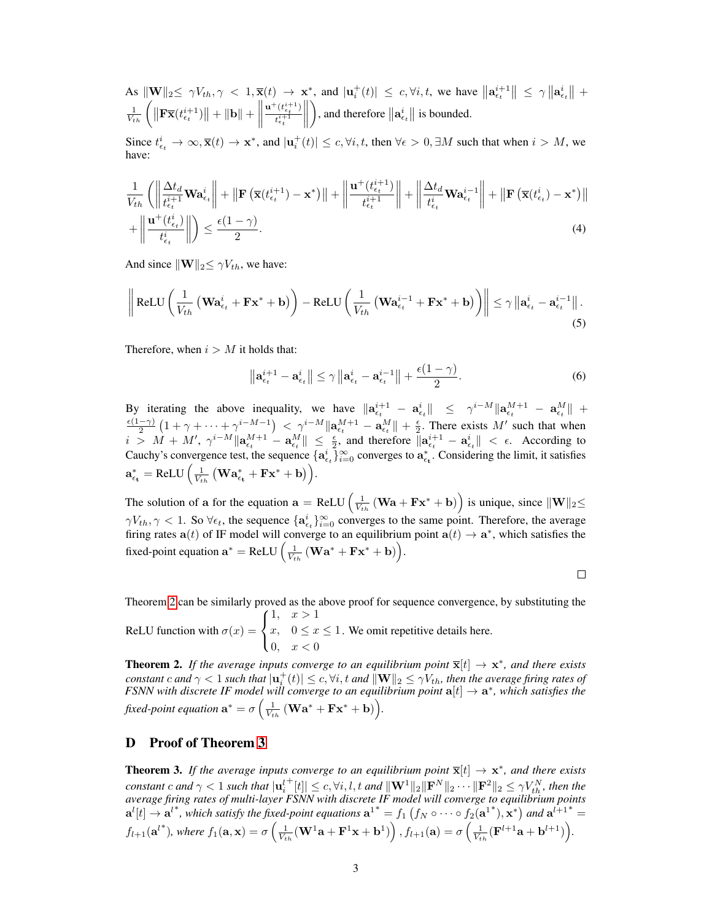As $\|\mathbf{W}\|_2 \leq \gamma V_{th}, \gamma < 1, \overline{\mathbf{x}}(t) \rightarrow \mathbf{x}^*$, and $|\mathbf{u}_i^+(t)| \leq c, \forall i, t$, we have $\left\|\mathbf{a}_{\epsilon_t}^{i+1}\right\| \leq \gamma \left\|\mathbf{a}_{\epsilon_t}^{i}\right\| + \frac{1}{V_{th}} \left( \left\|\mathbf{F}\overline{\mathbf{x}}(t_{\epsilon_t}^{i+1})\right\| + \|\mathbf{b}\| + \left\| \frac{\mathbf{u}^+(t_{\epsilon_t}^{i+1})}{t_{\epsilon_t}^{i+1}} \right\| \right)$, and therefore $\left\|\mathbf{a}_{\epsilon_t}^{i}\right\|$ is bounded.

Since $t_{\epsilon_t}^i \rightarrow \infty, \overline{\mathbf{x}}(t) \rightarrow \mathbf{x}^*$, and $|\mathbf{u}_i^+(t)| \leq c, \forall i, t$, then $\forall \epsilon > 0, \exists M$ such that when $i > M$, we have:

$$
\frac{1}{V_{th}} \left( \left\| \frac{\Delta t_d}{t_{\epsilon_t}^{i+1}} \mathbf{W}\mathbf{a}_{\epsilon_t}^{i} \right\| + \left\|\mathbf{F}\left(\overline{\mathbf{x}}(t_{\epsilon_t}^{i+1}) - \mathbf{x}^*\right)\right\| + \left\| \frac{\mathbf{u}^+(t_{\epsilon_t}^{i+1})}{t_{\epsilon_t}^{i+1}} \right\| + \left\| \frac{\Delta t_d}{t_{\epsilon_t}^{i}} \mathbf{W}\mathbf{a}_{\epsilon_t}^{i-1} \right\| + \left\|\mathbf{F}\left(\overline{\mathbf{x}}(t_{\epsilon_t}^{i}) - \mathbf{x}^*\right)\right\| + \left\| \frac{\mathbf{u}^+(t_{\epsilon_t}^{i})}{t_{\epsilon_t}^{i}} \right\| \right) \leq \frac{\epsilon(1-\gamma)}{2}. \tag{4}
$$

And since $\|\mathbf{W}\|_2 \leq \gamma V_{th}$, we have:

$$
\left\| \mathrm{ReLU}\left( \frac{1}{V_{th}} \left( \mathbf{W}\mathbf{a}_{\epsilon_t}^{i} + \mathbf{F}\mathbf{x}^* + \mathbf{b} \right) \right) - \mathrm{ReLU}\left( \frac{1}{V_{th}} \left( \mathbf{W}\mathbf{a}_{\epsilon_t}^{i-1} + \mathbf{F}\mathbf{x}^* + \mathbf{b} \right) \right) \right\| \leq \gamma \left\|\mathbf{a}_{\epsilon_t}^{i} - \mathbf{a}_{\epsilon_t}^{i-1}\right\|. \tag{5}
$$

Therefore, when $i > M$ it holds that:

$$
\left\|\mathbf{a}_{\epsilon_t}^{i+1} - \mathbf{a}_{\epsilon_t}^{i}\right\| \leq \gamma \left\|\mathbf{a}_{\epsilon_t}^{i} - \mathbf{a}_{\epsilon_t}^{i-1}\right\| + \frac{\epsilon(1-\gamma)}{2}. \tag{6}
$$

By iterating the above inequality, we have $\|\mathbf{a}_{\epsilon_t}^{i+1} - \mathbf{a}_{\epsilon_t}^{i}\| \leq \gamma^{i-M}\|\mathbf{a}_{\epsilon_t}^{M+1} - \mathbf{a}_{\epsilon_t}^{M}\| + \frac{\epsilon(1-\gamma)}{2}\left(1 + \gamma + \cdots + \gamma^{i-M-1}\right) < \gamma^{i-M}\|\mathbf{a}_{\epsilon_t}^{M+1} - \mathbf{a}_{\epsilon_t}^{M}\| + \frac{\epsilon}{2}$. There exists $M'$ such that when $i > M + M'$, $\gamma^{i-M}\|\mathbf{a}_{\epsilon_t}^{M+1} - \mathbf{a}_{\epsilon_t}^{M}\| \leq \frac{\epsilon}{2}$, and therefore $\|\mathbf{a}_{\epsilon_t}^{i+1} - \mathbf{a}_{\epsilon_t}^{i}\| < \epsilon$. According to Cauchy's convergence test, the sequence $\{\mathbf{a}_{\epsilon_t}^{i}\}_{i=0}^{\infty}$ converges to $\mathbf{a}_{\epsilon_\mathbf{t}}^*$. Considering the limit, it satisfies $\mathbf{a}_{\epsilon_\mathbf{t}}^* = \mathrm{ReLU}\left( \frac{1}{V_{th}} \left( \mathbf{W}\mathbf{a}_{\epsilon_\mathbf{t}}^* + \mathbf{F}\mathbf{x}^* + \mathbf{b} \right) \right)$.

The solution of $\mathbf{a}$ for the equation $\mathbf{a} = \mathrm{ReLU}\left( \frac{1}{V_{th}} \left( \mathbf{W}\mathbf{a} + \mathbf{F}\mathbf{x}^* + \mathbf{b} \right) \right)$ is unique, since $\|\mathbf{W}\|_2 \leq \gamma V_{th}, \gamma < 1$. So $\forall \epsilon_t$, the sequence $\{\mathbf{a}_{\epsilon_t}^{i}\}_{i=0}^{\infty}$ converges to the same point. Therefore, the average firing rates $\mathbf{a}(t)$ of IF model will converge to an equilibrium point $\mathbf{a}(t) \rightarrow \mathbf{a}^*$, which satisfies the fixed-point equation $\mathbf{a}^* = \mathrm{ReLU}\left( \frac{1}{V_{th}} \left( \mathbf{W}\mathbf{a}^* + \mathbf{F}\mathbf{x}^* + \mathbf{b} \right) \right)$.

□

Theorem 2 can be similarly proved as the above proof for sequence convergence, by substituting the ReLU function with $\sigma(x) = \begin{cases} 1, & x > 1 \\ x, & 0 \leq x \leq 1 \\ 0, & x < 0 \end{cases}$. We omit repetitive details here.

**Theorem 2.** *If the average inputs converge to an equilibrium point $\overline{\mathbf{x}}[t] \rightarrow \mathbf{x}^*$, and there exists constant $c$ and $\gamma < 1$ such that $|\mathbf{u}_i^+(t)| \leq c, \forall i, t$ and $\|\mathbf{W}\|_2 \leq \gamma V_{th}$, then the average firing rates of FSNN with discrete IF model will converge to an equilibrium point $\mathbf{a}[t] \rightarrow \mathbf{a}^*$, which satisfies the fixed-point equation $\mathbf{a}^* = \sigma\left( \frac{1}{V_{th}} \left( \mathbf{W}\mathbf{a}^* + \mathbf{F}\mathbf{x}^* + \mathbf{b} \right) \right)$.*

## D Proof of Theorem 3

**Theorem 3.** *If the average inputs converge to an equilibrium point $\overline{\mathbf{x}}[t] \rightarrow \mathbf{x}^*$, and there exists constant $c$ and $\gamma < 1$ such that $|\mathbf{u}_i^{l+}[t]| \leq c, \forall i, l, t$ and $\|\mathbf{W}^1\|_2 \|\mathbf{F}^N\|_2 \cdots \|\mathbf{F}^2\|_2 \leq \gamma V_{th}^N$, then the average firing rates of multi-layer FSNN with discrete IF model will converge to equilibrium points $\mathbf{a}^l[t] \rightarrow \mathbf{a}^{l*}$, which satisfy the fixed-point equations $\mathbf{a}^{1*} = f_1\left(f_N \circ \cdots \circ f_2(\mathbf{a}^{1*}), \mathbf{x}^*\right)$ and $\mathbf{a}^{l+1*} = f_{l+1}(\mathbf{a}^{l*})$, where $f_1(\mathbf{a}, \mathbf{x}) = \sigma\left( \frac{1}{V_{th}} (\mathbf{W}^1\mathbf{a} + \mathbf{F}^1\mathbf{x} + \mathbf{b}^1) \right), f_{l+1}(\mathbf{a}) = \sigma\left( \frac{1}{V_{th}} (\mathbf{F}^{l+1}\mathbf{a} + \mathbf{b}^{l+1}) \right)$.*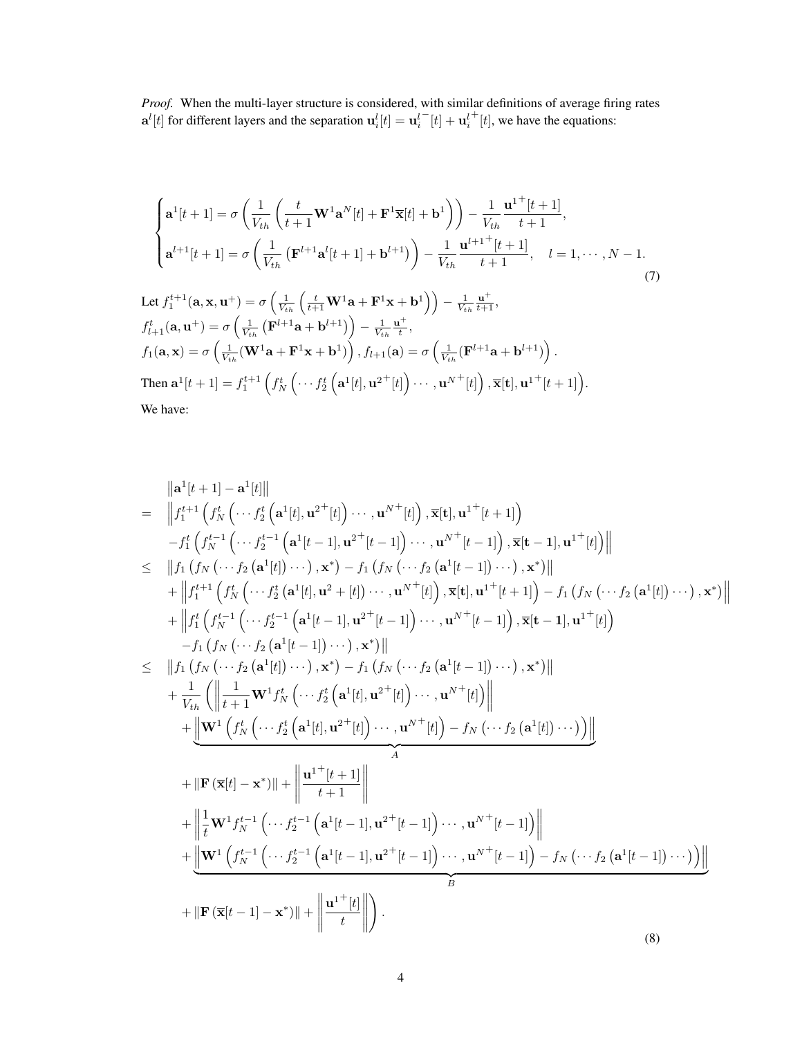*Proof.* When the multi-layer structure is considered, with similar definitions of average firing rates $\mathbf{a}^l[t]$ for different layers and the separation $\mathbf{u}_i^l[t] = \mathbf{u}_i^{l^-}[t] + \mathbf{u}_i^{l^+}[t]$, we have the equations:

$$
\begin{cases}
\mathbf{a}^1[t+1] = \sigma\left(\frac{1}{V_{th}}\left(\frac{t}{t+1}\mathbf{W}^1\mathbf{a}^N[t] + \mathbf{F}^1\overline{\mathbf{x}}[t] + \mathbf{b}^1\right)\right) - \frac{1}{V_{th}}\frac{\mathbf{u}^{1^+}[t+1]}{t+1}, \\
\mathbf{a}^{l+1}[t+1] = \sigma\left(\frac{1}{V_{th}}\left(\mathbf{F}^{l+1}\mathbf{a}^l[t+1] + \mathbf{b}^{l+1}\right)\right) - \frac{1}{V_{th}}\frac{\mathbf{u}^{l+1^+}[t+1]}{t+1}, \quad l = 1, \cdots, N-1.
\end{cases}
\tag{7}
$$

Let $f_1^{t+1}(\mathbf{a}, \mathbf{x}, \mathbf{u}^+) = \sigma\left(\frac{1}{V_{th}}\left(\frac{t}{t+1}\mathbf{W}^1\mathbf{a} + \mathbf{F}^1\mathbf{x} + \mathbf{b}^1\right)\right) - \frac{1}{V_{th}}\frac{\mathbf{u}^+}{t+1}$,
$f_{l+1}^t(\mathbf{a}, \mathbf{u}^+) = \sigma\left(\frac{1}{V_{th}}\left(\mathbf{F}^{l+1}\mathbf{a} + \mathbf{b}^{l+1}\right)\right) - \frac{1}{V_{th}}\frac{\mathbf{u}^+}{t}$,
$f_1(\mathbf{a}, \mathbf{x}) = \sigma\left(\frac{1}{V_{th}}(\mathbf{W}^1\mathbf{a} + \mathbf{F}^1\mathbf{x} + \mathbf{b}^1)\right)$, $f_{l+1}(\mathbf{a}) = \sigma\left(\frac{1}{V_{th}}(\mathbf{F}^{l+1}\mathbf{a} + \mathbf{b}^{l+1})\right)$.
Then $\mathbf{a}^1[t+1] = f_1^{t+1}\left(f_N^t\left(\cdots f_2^t\left(\mathbf{a}^1[t], \mathbf{u}^{2^+}[t]\right)\cdots, \mathbf{u}^{N^+}[t]\right), \overline{\mathbf{x}}[\mathbf{t}], \mathbf{u}^{1^+}[t+1]\right)$.

We have:

$$
\begin{aligned}
& \left\|\mathbf{a}^1[t+1] - \mathbf{a}^1[t]\right\| \\
= \ & \Big\| f_1^{t+1}\left(f_N^t\left(\cdots f_2^t\left(\mathbf{a}^1[t], \mathbf{u}^{2^+}[t]\right)\cdots, \mathbf{u}^{N^+}[t]\right), \overline{\mathbf{x}}[\mathbf{t}], \mathbf{u}^{1^+}[t+1]\right) \\
& - f_1^t\left(f_N^{t-1}\left(\cdots f_2^{t-1}\left(\mathbf{a}^1[t-1], \mathbf{u}^{2^+}[t-1]\right)\cdots, \mathbf{u}^{N^+}[t-1]\right), \overline{\mathbf{x}}[\mathbf{t-1}], \mathbf{u}^{1^+}[t]\right)\Big\| \\
\leq \ & \left\| f_1\left(f_N\left(\cdots f_2\left(\mathbf{a}^1[t]\right)\cdots\right), \mathbf{x}^*\right) - f_1\left(f_N\left(\cdots f_2\left(\mathbf{a}^1[t-1]\right)\cdots\right), \mathbf{x}^*\right)\right\| \\
& + \left\| f_1^{t+1}\left(f_N^t\left(\cdots f_2^t\left(\mathbf{a}^1[t], \mathbf{u}^2 + [t]\right)\cdots, \mathbf{u}^{N^+}[t]\right), \overline{\mathbf{x}}[\mathbf{t}], \mathbf{u}^{1^+}[t+1]\right) - f_1\left(f_N\left(\cdots f_2\left(\mathbf{a}^1[t]\right)\cdots\right), \mathbf{x}^*\right)\right\| \\
& + \Big\| f_1^t\left(f_N^{t-1}\left(\cdots f_2^{t-1}\left(\mathbf{a}^1[t-1], \mathbf{u}^{2^+}[t-1]\right)\cdots, \mathbf{u}^{N^+}[t-1]\right), \overline{\mathbf{x}}[\mathbf{t-1}], \mathbf{u}^{1^+}[t]\right) \\
& \quad - f_1\left(f_N\left(\cdots f_2\left(\mathbf{a}^1[t-1]\right)\cdots\right), \mathbf{x}^*\right)\Big\| \\
\leq \ & \left\| f_1\left(f_N\left(\cdots f_2\left(\mathbf{a}^1[t]\right)\cdots\right), \mathbf{x}^*\right) - f_1\left(f_N\left(\cdots f_2\left(\mathbf{a}^1[t-1]\right)\cdots\right), \mathbf{x}^*\right)\right\| \\
& + \frac{1}{V_{th}}\Bigg(\left\|\frac{1}{t+1}\mathbf{W}^1 f_N^t\left(\cdots f_2^t\left(\mathbf{a}^1[t], \mathbf{u}^{2^+}[t]\right)\cdots, \mathbf{u}^{N^+}[t]\right)\right\| \\
& \quad + \underbrace{\left\|\mathbf{W}^1\left(f_N^t\left(\cdots f_2^t\left(\mathbf{a}^1[t], \mathbf{u}^{2^+}[t]\right)\cdots, \mathbf{u}^{N^+}[t]\right) - f_N\left(\cdots f_2\left(\mathbf{a}^1[t]\right)\cdots\right)\right)\right\|}_{A} \\
& \quad + \left\|\mathbf{F}\left(\overline{\mathbf{x}}[t] - \mathbf{x}^*\right)\right\| + \left\|\frac{\mathbf{u}^{1^+}[t+1]}{t+1}\right\| \\
& \quad + \left\|\frac{1}{t}\mathbf{W}^1 f_N^{t-1}\left(\cdots f_2^{t-1}\left(\mathbf{a}^1[t-1], \mathbf{u}^{2^+}[t-1]\right)\cdots, \mathbf{u}^{N^+}[t-1]\right)\right\| \\
& \quad + \underbrace{\left\|\mathbf{W}^1\left(f_N^{t-1}\left(\cdots f_2^{t-1}\left(\mathbf{a}^1[t-1], \mathbf{u}^{2^+}[t-1]\right)\cdots, \mathbf{u}^{N^+}[t-1]\right) - f_N\left(\cdots f_2\left(\mathbf{a}^1[t-1]\right)\cdots\right)\right)\right\|}_{B} \\
& \quad + \left\|\mathbf{F}\left(\overline{\mathbf{x}}[t-1] - \mathbf{x}^*\right)\right\| + \left\|\frac{\mathbf{u}^{1^+}[t]}{t}\right\|\Bigg).
\end{aligned}
\tag{8}
$$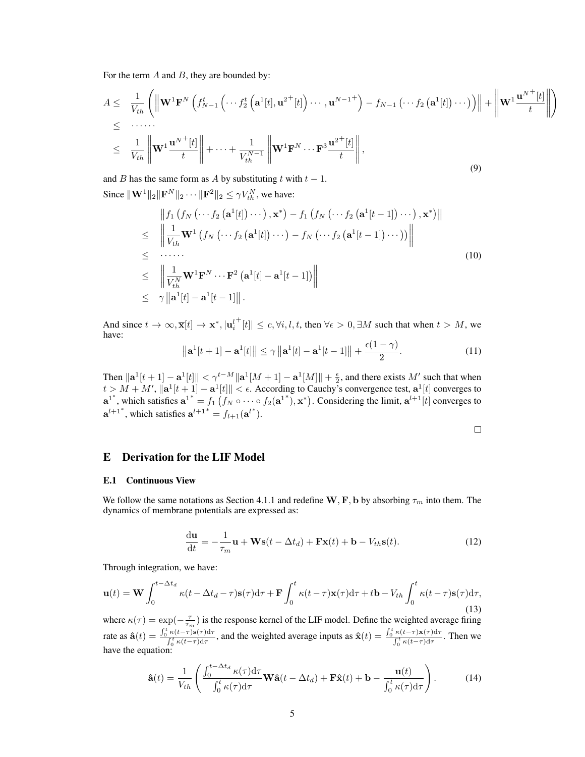For the term $A$ and $B$, they are bounded by:

$$
\begin{aligned}
A \leq\ & \frac{1}{V_{th}}\left(\left\|\mathbf{W}^1\mathbf{F}^N\left(f_{N-1}^t\left(\cdots f_2^t\left(\mathbf{a}^1[t],\mathbf{u}^{2^+}[t]\right)\cdots,\mathbf{u}^{N-1^+}\right)-f_{N-1}\left(\cdots f_2\left(\mathbf{a}^1[t]\right)\cdots\right)\right)\right\|+\left\|\mathbf{W}^1\frac{\mathbf{u}^{N^+}[t]}{t}\right\|\right) \\
\leq\ & \cdots\cdots \\
\leq\ & \frac{1}{V_{th}}\left\|\mathbf{W}^1\frac{\mathbf{u}^{N^+}[t]}{t}\right\|+\cdots+\frac{1}{V_{th}^{N-1}}\left\|\mathbf{W}^1\mathbf{F}^N\cdots\mathbf{F}^3\frac{\mathbf{u}^{2^+}[t]}{t}\right\|,
\end{aligned}
\tag{9}
$$

and $B$ has the same form as $A$ by substituting $t$ with $t-1$.

Since $\|\mathbf{W}^1\|_2\|\mathbf{F}^N\|_2\cdots\|\mathbf{F}^2\|_2 \leq \gamma V_{th}^N$, we have:

$$
\begin{aligned}
& \left\|f_1\left(f_N\left(\cdots f_2\left(\mathbf{a}^1[t]\right)\cdots\right),\mathbf{x}^*\right)-f_1\left(f_N\left(\cdots f_2\left(\mathbf{a}^1[t-1]\right)\cdots\right),\mathbf{x}^*\right)\right\| \\
\leq\ & \left\|\frac{1}{V_{th}}\mathbf{W}^1\left(f_N\left(\cdots f_2\left(\mathbf{a}^1[t]\right)\cdots\right)-f_N\left(\cdots f_2\left(\mathbf{a}^1[t-1]\right)\cdots\right)\right)\right\| \\
\leq\ & \cdots\cdots \\
\leq\ & \left\|\frac{1}{V_{th}^N}\mathbf{W}^1\mathbf{F}^N\cdots\mathbf{F}^2\left(\mathbf{a}^1[t]-\mathbf{a}^1[t-1]\right)\right\| \\
\leq\ & \gamma\left\|\mathbf{a}^1[t]-\mathbf{a}^1[t-1]\right\|.
\end{aligned}
\tag{10}
$$

And since $t\to\infty, \overline{\mathbf{x}}[t]\to\mathbf{x}^*, |\mathbf{u}_i^{l^+}[t]|\leq c, \forall i,l,t$, then $\forall\epsilon>0, \exists M$ such that when $t>M$, we have:

$$
\left\|\mathbf{a}^1[t+1]-\mathbf{a}^1[t]\right\|\leq\gamma\left\|\mathbf{a}^1[t]-\mathbf{a}^1[t-1]\right\|+\frac{\epsilon(1-\gamma)}{2}. \tag{11}
$$

Then $\|\mathbf{a}^1[t+1]-\mathbf{a}^1[t]\| < \gamma^{t-M}\|\mathbf{a}^1[M+1]-\mathbf{a}^1[M]\|+\frac{\epsilon}{2}$, and there exists $M'$ such that when $t>M+M'$, $\|\mathbf{a}^1[t+1]-\mathbf{a}^1[t]\|<\epsilon$. According to Cauchy's convergence test, $\mathbf{a}^1[t]$ converges to $\mathbf{a}^{1^*}$, which satisfies $\mathbf{a}^{1^*}=f_1\left(f_N\circ\cdots\circ f_2(\mathbf{a}^{1^*}),\mathbf{x}^*\right)$. Considering the limit, $\mathbf{a}^{l+1}[t]$ converges to $\mathbf{a}^{l+1^*}$, which satisfies $\mathbf{a}^{l+1^*}=f_{l+1}(\mathbf{a}^{l^*})$.

□

## E Derivation for the LIF Model

### E.1 Continuous View

We follow the same notations as Section 4.1.1 and redefine $\mathbf{W},\mathbf{F},\mathbf{b}$ by absorbing $\tau_m$ into them. The dynamics of membrane potentials are expressed as:

$$
\frac{\mathrm{d}\mathbf{u}}{\mathrm{d}t}=-\frac{1}{\tau_m}\mathbf{u}+\mathbf{W}\mathbf{s}(t-\Delta t_d)+\mathbf{F}\mathbf{x}(t)+\mathbf{b}-V_{th}\mathbf{s}(t). \tag{12}
$$

Through integration, we have:

$$
\mathbf{u}(t)=\mathbf{W}\int_0^{t-\Delta t_d}\kappa(t-\Delta t_d-\tau)\mathbf{s}(\tau)\mathrm{d}\tau+\mathbf{F}\int_0^t\kappa(t-\tau)\mathbf{x}(\tau)\mathrm{d}\tau+t\mathbf{b}-V_{th}\int_0^t\kappa(t-\tau)\mathbf{s}(\tau)\mathrm{d}\tau, \tag{13}
$$

where $\kappa(\tau)=\exp(-\frac{\tau}{\tau_m})$ is the response kernel of the LIF model. Define the weighted average firing rate as $\hat{\mathbf{a}}(t)=\frac{\int_0^t\kappa(t-\tau)\mathbf{s}(\tau)\mathrm{d}\tau}{\int_0^t\kappa(t-\tau)\mathrm{d}\tau}$, and the weighted average inputs as $\hat{\mathbf{x}}(t)=\frac{\int_0^t\kappa(t-\tau)\mathbf{x}(\tau)\mathrm{d}\tau}{\int_0^t\kappa(t-\tau)\mathrm{d}\tau}$. Then we have the equation:

$$
\hat{\mathbf{a}}(t)=\frac{1}{V_{th}}\left(\frac{\int_0^{t-\Delta t_d}\kappa(\tau)\mathrm{d}\tau}{\int_0^t\kappa(\tau)\mathrm{d}\tau}\mathbf{W}\hat{\mathbf{a}}(t-\Delta t_d)+\mathbf{F}\hat{\mathbf{x}}(t)+\mathbf{b}-\frac{\mathbf{u}(t)}{\int_0^t\kappa(\tau)\mathrm{d}\tau}\right). \tag{14}
$$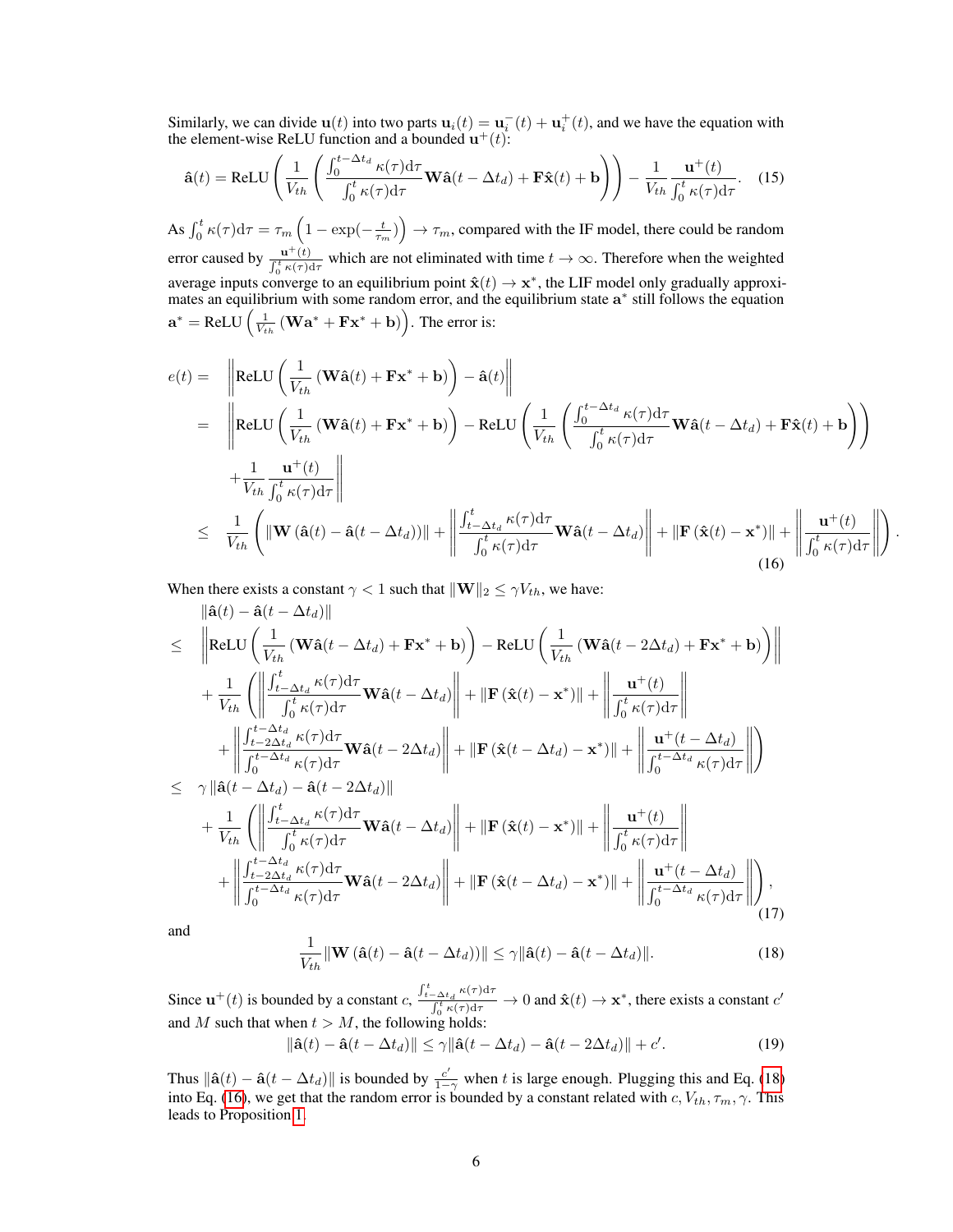Similarly, we can divide $\mathbf{u}(t)$ into two parts $\mathbf{u}_i(t) = \mathbf{u}_i^-(t) + \mathbf{u}_i^+(t)$, and we have the equation with the element-wise ReLU function and a bounded $\mathbf{u}^+(t)$:

$$\hat{\mathbf{a}}(t) = \text{ReLU}\left(\frac{1}{V_{th}}\left(\frac{\int_0^{t-\Delta t_d}\kappa(\tau)\mathrm{d}\tau}{\int_0^t \kappa(\tau)\mathrm{d}\tau}\mathbf{W}\hat{\mathbf{a}}(t-\Delta t_d) + \mathbf{F}\hat{\mathbf{x}}(t) + \mathbf{b}\right)\right) - \frac{1}{V_{th}}\frac{\mathbf{u}^+(t)}{\int_0^t \kappa(\tau)\mathrm{d}\tau}. \quad (15)$$

As $\int_0^t \kappa(\tau)\mathrm{d}\tau = \tau_m\left(1 - \exp(-\frac{t}{\tau_m})\right) \to \tau_m$, compared with the IF model, there could be random error caused by $\frac{\mathbf{u}^+(t)}{\int_0^t \kappa(\tau)\mathrm{d}\tau}$ which are not eliminated with time $t \to \infty$. Therefore when the weighted average inputs converge to an equilibrium point $\hat{\mathbf{x}}(t) \to \mathbf{x}^*$, the LIF model only gradually approximates an equilibrium with some random error, and the equilibrium state $\mathbf{a}^*$ still follows the equation $\mathbf{a}^* = \text{ReLU}\left(\frac{1}{V_{th}}\left(\mathbf{W}\mathbf{a}^* + \mathbf{F}\mathbf{x}^* + \mathbf{b}\right)\right)$. The error is:

$$\begin{aligned}
e(t) = &\left\|\text{ReLU}\left(\frac{1}{V_{th}}\left(\mathbf{W}\hat{\mathbf{a}}(t) + \mathbf{F}\mathbf{x}^* + \mathbf{b}\right)\right) - \hat{\mathbf{a}}(t)\right\| \\
= &\left\|\text{ReLU}\left(\frac{1}{V_{th}}\left(\mathbf{W}\hat{\mathbf{a}}(t) + \mathbf{F}\mathbf{x}^* + \mathbf{b}\right)\right) - \text{ReLU}\left(\frac{1}{V_{th}}\left(\frac{\int_0^{t-\Delta t_d}\kappa(\tau)\mathrm{d}\tau}{\int_0^t \kappa(\tau)\mathrm{d}\tau}\mathbf{W}\hat{\mathbf{a}}(t-\Delta t_d) + \mathbf{F}\hat{\mathbf{x}}(t) + \mathbf{b}\right)\right)\right. \\
&\left. + \frac{1}{V_{th}}\frac{\mathbf{u}^+(t)}{\int_0^t \kappa(\tau)\mathrm{d}\tau}\right\| \\
\leq &\frac{1}{V_{th}}\left(\left\|\mathbf{W}\left(\hat{\mathbf{a}}(t) - \hat{\mathbf{a}}(t-\Delta t_d)\right)\right\| + \left\|\frac{\int_{t-\Delta t_d}^t \kappa(\tau)\mathrm{d}\tau}{\int_0^t \kappa(\tau)\mathrm{d}\tau}\mathbf{W}\hat{\mathbf{a}}(t-\Delta t_d)\right\| + \left\|\mathbf{F}\left(\hat{\mathbf{x}}(t) - \mathbf{x}^*\right)\right\| + \left\|\frac{\mathbf{u}^+(t)}{\int_0^t \kappa(\tau)\mathrm{d}\tau}\right\|\right).
\end{aligned} \quad (16)$$

When there exists a constant $\gamma < 1$ such that $\|\mathbf{W}\|_2 \leq \gamma V_{th}$, we have:

$$\begin{aligned}
&\|\hat{\mathbf{a}}(t) - \hat{\mathbf{a}}(t-\Delta t_d)\| \\
\leq &\left\|\text{ReLU}\left(\frac{1}{V_{th}}\left(\mathbf{W}\hat{\mathbf{a}}(t-\Delta t_d) + \mathbf{F}\mathbf{x}^* + \mathbf{b}\right)\right) - \text{ReLU}\left(\frac{1}{V_{th}}\left(\mathbf{W}\hat{\mathbf{a}}(t-2\Delta t_d) + \mathbf{F}\mathbf{x}^* + \mathbf{b}\right)\right)\right\| \\
&+ \frac{1}{V_{th}}\left(\left\|\frac{\int_{t-\Delta t_d}^t \kappa(\tau)\mathrm{d}\tau}{\int_0^t \kappa(\tau)\mathrm{d}\tau}\mathbf{W}\hat{\mathbf{a}}(t-\Delta t_d)\right\| + \left\|\mathbf{F}\left(\hat{\mathbf{x}}(t) - \mathbf{x}^*\right)\right\| + \left\|\frac{\mathbf{u}^+(t)}{\int_0^t \kappa(\tau)\mathrm{d}\tau}\right\|\right. \\
&\left. + \left\|\frac{\int_{t-2\Delta t_d}^{t-\Delta t_d} \kappa(\tau)\mathrm{d}\tau}{\int_0^{t-\Delta t_d} \kappa(\tau)\mathrm{d}\tau}\mathbf{W}\hat{\mathbf{a}}(t-2\Delta t_d)\right\| + \left\|\mathbf{F}\left(\hat{\mathbf{x}}(t-\Delta t_d) - \mathbf{x}^*\right)\right\| + \left\|\frac{\mathbf{u}^+(t-\Delta t_d)}{\int_0^{t-\Delta t_d} \kappa(\tau)\mathrm{d}\tau}\right\|\right) \\
\leq &\gamma\|\hat{\mathbf{a}}(t-\Delta t_d) - \hat{\mathbf{a}}(t-2\Delta t_d)\| \\
&+ \frac{1}{V_{th}}\left(\left\|\frac{\int_{t-\Delta t_d}^t \kappa(\tau)\mathrm{d}\tau}{\int_0^t \kappa(\tau)\mathrm{d}\tau}\mathbf{W}\hat{\mathbf{a}}(t-\Delta t_d)\right\| + \left\|\mathbf{F}\left(\hat{\mathbf{x}}(t) - \mathbf{x}^*\right)\right\| + \left\|\frac{\mathbf{u}^+(t)}{\int_0^t \kappa(\tau)\mathrm{d}\tau}\right\|\right. \\
&\left. + \left\|\frac{\int_{t-2\Delta t_d}^{t-\Delta t_d} \kappa(\tau)\mathrm{d}\tau}{\int_0^{t-\Delta t_d} \kappa(\tau)\mathrm{d}\tau}\mathbf{W}\hat{\mathbf{a}}(t-2\Delta t_d)\right\| + \left\|\mathbf{F}\left(\hat{\mathbf{x}}(t-\Delta t_d) - \mathbf{x}^*\right)\right\| + \left\|\frac{\mathbf{u}^+(t-\Delta t_d)}{\int_0^{t-\Delta t_d} \kappa(\tau)\mathrm{d}\tau}\right\|\right),
\end{aligned} \quad (17)$$

and

$$\frac{1}{V_{th}}\|\mathbf{W}\left(\hat{\mathbf{a}}(t) - \hat{\mathbf{a}}(t-\Delta t_d)\right)\| \leq \gamma\|\hat{\mathbf{a}}(t) - \hat{\mathbf{a}}(t-\Delta t_d)\|. \quad (18)$$

Since $\mathbf{u}^+(t)$ is bounded by a constant $c$, $\frac{\int_{t-\Delta t_d}^t \kappa(\tau)\mathrm{d}\tau}{\int_0^t \kappa(\tau)\mathrm{d}\tau} \to 0$ and $\hat{\mathbf{x}}(t) \to \mathbf{x}^*$, there exists a constant $c'$ and $M$ such that when $t > M$, the following holds:

$$\|\hat{\mathbf{a}}(t) - \hat{\mathbf{a}}(t-\Delta t_d)\| \leq \gamma\|\hat{\mathbf{a}}(t-\Delta t_d) - \hat{\mathbf{a}}(t-2\Delta t_d)\| + c'. \quad (19)$$

Thus $\|\hat{\mathbf{a}}(t) - \hat{\mathbf{a}}(t-\Delta t_d)\|$ is bounded by $\frac{c'}{1-\gamma}$ when $t$ is large enough. Plugging this and Eq. (18) into Eq. (16), we get that the random error is bounded by a constant related with $c, V_{th}, \tau_m, \gamma$. This leads to Proposition 1.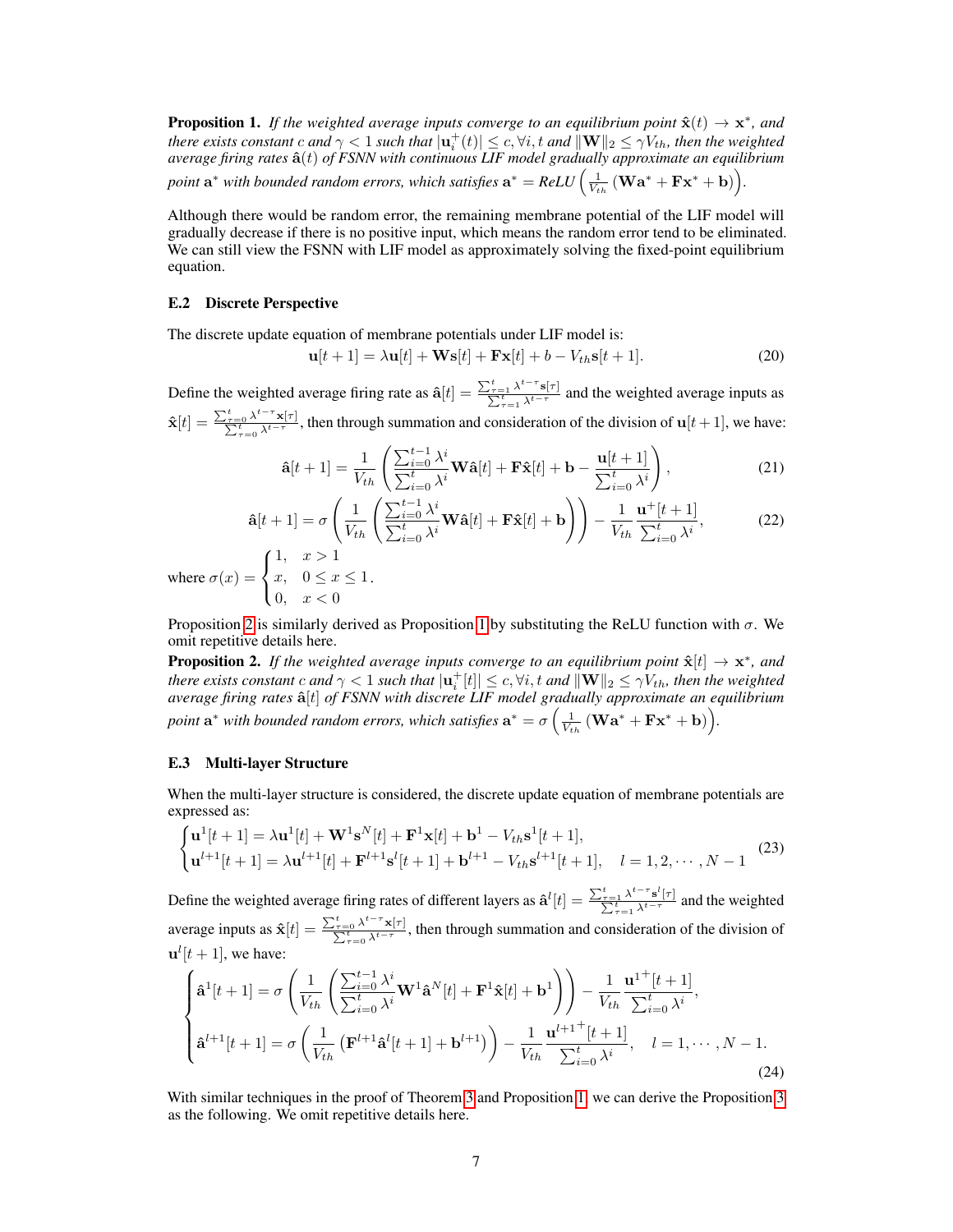**Proposition 1.** *If the weighted average inputs converge to an equilibrium point $\hat{\mathbf{x}}(t) \to \mathbf{x}^*$, and there exists constant $c$ and $\gamma < 1$ such that $|\mathbf{u}_i^+(t)| \leq c, \forall i, t$ and $\|\mathbf{W}\|_2 \leq \gamma V_{th}$, then the weighted average firing rates $\hat{\mathbf{a}}(t)$ of FSNN with continuous LIF model gradually approximate an equilibrium point $\mathbf{a}^*$ with bounded random errors, which satisfies $\mathbf{a}^* = ReLU\left(\frac{1}{V_{th}}\left(\mathbf{W}\mathbf{a}^* + \mathbf{F}\mathbf{x}^* + \mathbf{b}\right)\right)$.*

Although there would be random error, the remaining membrane potential of the LIF model will gradually decrease if there is no positive input, which means the random error tend to be eliminated. We can still view the FSNN with LIF model as approximately solving the fixed-point equilibrium equation.

### E.2 Discrete Perspective

The discrete update equation of membrane potentials under LIF model is:

$$\mathbf{u}[t+1] = \lambda \mathbf{u}[t] + \mathbf{W}\mathbf{s}[t] + \mathbf{F}\mathbf{x}[t] + b - V_{th}\mathbf{s}[t+1]. \tag{20}$$

Define the weighted average firing rate as $\hat{\mathbf{a}}[t] = \frac{\sum_{\tau=1}^{t} \lambda^{t-\tau}\mathbf{s}[\tau]}{\sum_{\tau=1}^{t} \lambda^{t-\tau}}$ and the weighted average inputs as $\hat{\mathbf{x}}[t] = \frac{\sum_{\tau=0}^{t} \lambda^{t-\tau}\mathbf{x}[\tau]}{\sum_{\tau=0}^{t} \lambda^{t-\tau}}$, then through summation and consideration of the division of $\mathbf{u}[t+1]$, we have:

$$\hat{\mathbf{a}}[t+1] = \frac{1}{V_{th}}\left(\frac{\sum_{i=0}^{t-1}\lambda^i}{\sum_{i=0}^{t}\lambda^i}\mathbf{W}\hat{\mathbf{a}}[t] + \mathbf{F}\hat{\mathbf{x}}[t] + \mathbf{b} - \frac{\mathbf{u}[t+1]}{\sum_{i=0}^{t}\lambda^i}\right), \tag{21}$$

$$\hat{\mathbf{a}}[t+1] = \sigma\left(\frac{1}{V_{th}}\left(\frac{\sum_{i=0}^{t-1}\lambda^i}{\sum_{i=0}^{t}\lambda^i}\mathbf{W}\hat{\mathbf{a}}[t] + \mathbf{F}\hat{\mathbf{x}}[t] + \mathbf{b}\right)\right) - \frac{1}{V_{th}}\frac{\mathbf{u}^+[t+1]}{\sum_{i=0}^{t}\lambda^i}, \tag{22}$$

where $\sigma(x) = \begin{cases} 1, & x > 1 \\ x, & 0 \leq x \leq 1 \\ 0, & x < 0 \end{cases}$.

Proposition 2 is similarly derived as Proposition 1 by substituting the ReLU function with $\sigma$. We omit repetitive details here.

**Proposition 2.** *If the weighted average inputs converge to an equilibrium point $\hat{\mathbf{x}}[t] \to \mathbf{x}^*$, and there exists constant $c$ and $\gamma < 1$ such that $|\mathbf{u}_i^+[t]| \leq c, \forall i, t$ and $\|\mathbf{W}\|_2 \leq \gamma V_{th}$, then the weighted average firing rates $\hat{\mathbf{a}}[t]$ of FSNN with discrete LIF model gradually approximate an equilibrium point $\mathbf{a}^*$ with bounded random errors, which satisfies $\mathbf{a}^* = \sigma\left(\frac{1}{V_{th}}\left(\mathbf{W}\mathbf{a}^* + \mathbf{F}\mathbf{x}^* + \mathbf{b}\right)\right)$.*

### E.3 Multi-layer Structure

When the multi-layer structure is considered, the discrete update equation of membrane potentials are expressed as:

$$\begin{cases} \mathbf{u}^1[t+1] = \lambda \mathbf{u}^1[t] + \mathbf{W}^1\mathbf{s}^N[t] + \mathbf{F}^1\mathbf{x}[t] + \mathbf{b}^1 - V_{th}\mathbf{s}^1[t+1], \\ \mathbf{u}^{l+1}[t+1] = \lambda \mathbf{u}^{l+1}[t] + \mathbf{F}^{l+1}\mathbf{s}^l[t+1] + \mathbf{b}^{l+1} - V_{th}\mathbf{s}^{l+1}[t+1], \quad l = 1, 2, \cdots, N-1 \end{cases} \tag{23}$$

Define the weighted average firing rates of different layers as $\hat{\mathbf{a}}^l[t] = \frac{\sum_{\tau=1}^{t}\lambda^{t-\tau}\mathbf{s}^l[\tau]}{\sum_{\tau=1}^{t}\lambda^{t-\tau}}$ and the weighted average inputs as $\hat{\mathbf{x}}[t] = \frac{\sum_{\tau=0}^{t}\lambda^{t-\tau}\mathbf{x}[\tau]}{\sum_{\tau=0}^{t}\lambda^{t-\tau}}$, then through summation and consideration of the division of $\mathbf{u}^l[t+1]$, we have:

$$\begin{cases} \hat{\mathbf{a}}^1[t+1] = \sigma\left(\frac{1}{V_{th}}\left(\frac{\sum_{i=0}^{t-1}\lambda^i}{\sum_{i=0}^{t}\lambda^i}\mathbf{W}^1\hat{\mathbf{a}}^N[t] + \mathbf{F}^1\hat{\mathbf{x}}[t] + \mathbf{b}^1\right)\right) - \frac{1}{V_{th}}\frac{{\mathbf{u}^1}^+[t+1]}{\sum_{i=0}^{t}\lambda^i}, \\ \hat{\mathbf{a}}^{l+1}[t+1] = \sigma\left(\frac{1}{V_{th}}\left(\mathbf{F}^{l+1}\hat{\mathbf{a}}^l[t+1] + \mathbf{b}^{l+1}\right)\right) - \frac{1}{V_{th}}\frac{{\mathbf{u}^{l+1}}^+[t+1]}{\sum_{i=0}^{t}\lambda^i}, \quad l = 1, \cdots, N-1. \end{cases} \tag{24}$$

With similar techniques in the proof of Theorem 3 and Proposition 1, we can derive the Proposition 3 as the following. We omit repetitive details here.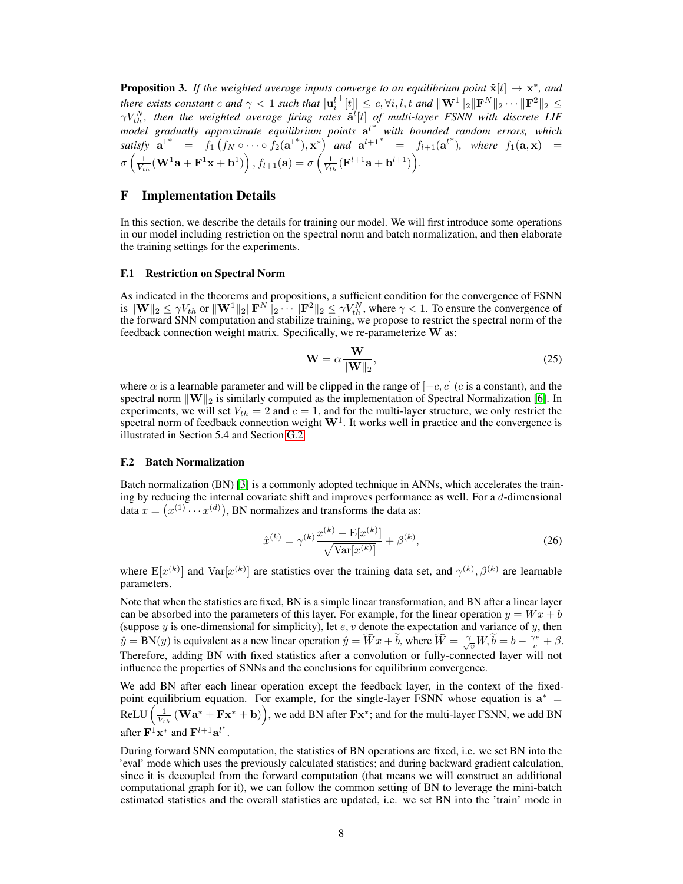**Proposition 3.** *If the weighted average inputs converge to an equilibrium point $\hat{\mathbf{x}}[t] \to \mathbf{x}^*$, and there exists constant $c$ and $\gamma < 1$ such that $|\mathbf{u}_i^{l^+}[t]| \leq c, \forall i, l, t$ and $\|\mathbf{W}^1\|_2 \|\mathbf{F}^N\|_2 \cdots \|\mathbf{F}^2\|_2 \leq \gamma V_{th}^N$, then the weighted average firing rates $\hat{\mathbf{a}}^l[t]$ of multi-layer FSNN with discrete LIF model gradually approximate equilibrium points $\mathbf{a}^{l^*}$ with bounded random errors, which satisfy $\mathbf{a}^{1^*} = f_1\left(f_N \circ \cdots \circ f_2(\mathbf{a}^{1^*}), \mathbf{x}^*\right)$ and $\mathbf{a}^{l+1^*} = f_{l+1}(\mathbf{a}^{l^*})$, where $f_1(\mathbf{a}, \mathbf{x}) = \sigma\left(\frac{1}{V_{th}}(\mathbf{W}^1\mathbf{a} + \mathbf{F}^1\mathbf{x} + \mathbf{b}^1)\right), f_{l+1}(\mathbf{a}) = \sigma\left(\frac{1}{V_{th}}(\mathbf{F}^{l+1}\mathbf{a} + \mathbf{b}^{l+1})\right)$.*

# F Implementation Details

In this section, we describe the details for training our model. We will first introduce some operations in our model including restriction on the spectral norm and batch normalization, and then elaborate the training settings for the experiments.

### F.1 Restriction on Spectral Norm

As indicated in the theorems and propositions, a sufficient condition for the convergence of FSNN is $\|\mathbf{W}\|_2 \leq \gamma V_{th}$ or $\|\mathbf{W}^1\|_2 \|\mathbf{F}^N\|_2 \cdots \|\mathbf{F}^2\|_2 \leq \gamma V_{th}^N$, where $\gamma < 1$. To ensure the convergence of the forward SNN computation and stabilize training, we propose to restrict the spectral norm of the feedback connection weight matrix. Specifically, we re-parameterize $\mathbf{W}$ as:

$$\mathbf{W} = \alpha \frac{\mathbf{W}}{\|\mathbf{W}\|_2}, \tag{25}$$

where $\alpha$ is a learnable parameter and will be clipped in the range of $[-c, c]$ ($c$ is a constant), and the spectral norm $\|\mathbf{W}\|_2$ is similarly computed as the implementation of Spectral Normalization [6]. In experiments, we will set $V_{th} = 2$ and $c = 1$, and for the multi-layer structure, we only restrict the spectral norm of feedback connection weight $\mathbf{W}^1$. It works well in practice and the convergence is illustrated in Section 5.4 and Section G.2.

### F.2 Batch Normalization

Batch normalization (BN) [3] is a commonly adopted technique in ANNs, which accelerates the training by reducing the internal covariate shift and improves performance as well. For a $d$-dimensional data $x = \left(x^{(1)} \cdots x^{(d)}\right)$, BN normalizes and transforms the data as:

$$\hat{x}^{(k)} = \gamma^{(k)} \frac{x^{(k)} - \mathrm{E}[x^{(k)}]}{\sqrt{\mathrm{Var}[x^{(k)}]}} + \beta^{(k)}, \tag{26}$$

where $\mathrm{E}[x^{(k)}]$ and $\mathrm{Var}[x^{(k)}]$ are statistics over the training data set, and $\gamma^{(k)}, \beta^{(k)}$ are learnable parameters.

Note that when the statistics are fixed, BN is a simple linear transformation, and BN after a linear layer can be absorbed into the parameters of this layer. For example, for the linear operation $y = Wx + b$ (suppose $y$ is one-dimensional for simplicity), let $e, v$ denote the expectation and variance of $y$, then $\hat{y} = \mathrm{BN}(y)$ is equivalent as a new linear operation $\hat{y} = \widetilde{W}x + \widetilde{b}$, where $\widetilde{W} = \frac{\gamma}{\sqrt{v}} W, \widetilde{b} = b - \frac{\gamma e}{v} + \beta$. Therefore, adding BN with fixed statistics after a convolution or fully-connected layer will not influence the properties of SNNs and the conclusions for equilibrium convergence.

We add BN after each linear operation except the feedback layer, in the context of the fixed-point equilibrium equation. For example, for the single-layer FSNN whose equation is $\mathbf{a}^* = \mathrm{ReLU}\left(\frac{1}{V_{th}}\left(\mathbf{W}\mathbf{a}^* + \mathbf{F}\mathbf{x}^* + \mathbf{b}\right)\right)$, we add BN after $\mathbf{F}\mathbf{x}^*$; and for the multi-layer FSNN, we add BN after $\mathbf{F}^1\mathbf{x}^*$ and $\mathbf{F}^{l+1}\mathbf{a}^{l^*}$.

During forward SNN computation, the statistics of BN operations are fixed, i.e. we set BN into the 'eval' mode which uses the previously calculated statistics; and during backward gradient calculation, since it is decoupled from the forward computation (that means we will construct an additional computational graph for it), we can follow the common setting of BN to leverage the mini-batch estimated statistics and the overall statistics are updated, i.e. we set BN into the 'train' mode in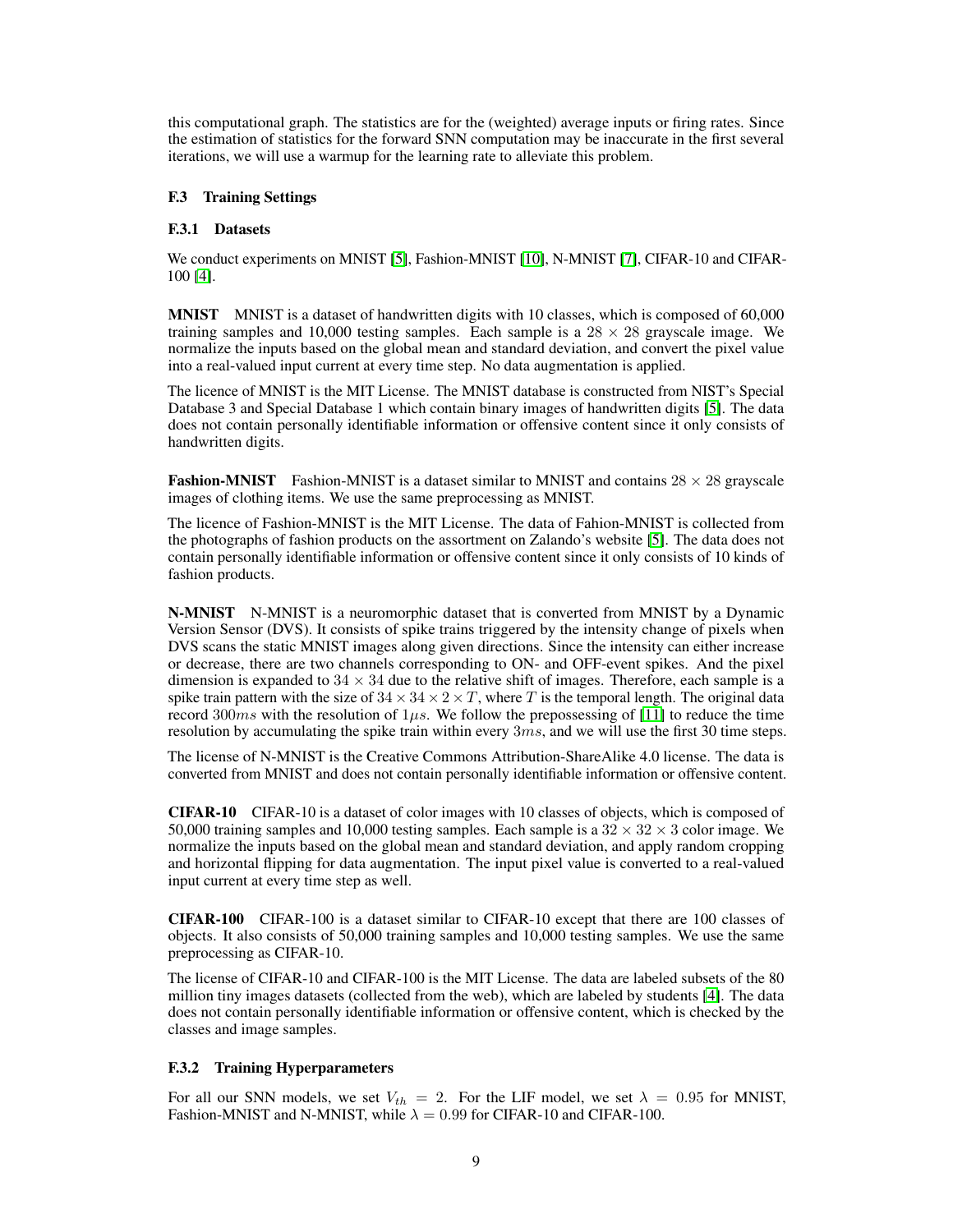this computational graph. The statistics are for the (weighted) average inputs or firing rates. Since the estimation of statistics for the forward SNN computation may be inaccurate in the first several iterations, we will use a warmup for the learning rate to alleviate this problem.

### F.3 Training Settings

#### F.3.1 Datasets

We conduct experiments on MNIST [5], Fashion-MNIST [10], N-MNIST [7], CIFAR-10 and CIFAR-100 [4].

**MNIST** MNIST is a dataset of handwritten digits with 10 classes, which is composed of 60,000 training samples and 10,000 testing samples. Each sample is a $28 \times 28$ grayscale image. We normalize the inputs based on the global mean and standard deviation, and convert the pixel value into a real-valued input current at every time step. No data augmentation is applied.

The licence of MNIST is the MIT License. The MNIST database is constructed from NIST's Special Database 3 and Special Database 1 which contain binary images of handwritten digits [5]. The data does not contain personally identifiable information or offensive content since it only consists of handwritten digits.

**Fashion-MNIST** Fashion-MNIST is a dataset similar to MNIST and contains $28 \times 28$ grayscale images of clothing items. We use the same preprocessing as MNIST.

The licence of Fashion-MNIST is the MIT License. The data of Fahion-MNIST is collected from the photographs of fashion products on the assortment on Zalando's website [5]. The data does not contain personally identifiable information or offensive content since it only consists of 10 kinds of fashion products.

**N-MNIST** N-MNIST is a neuromorphic dataset that is converted from MNIST by a Dynamic Version Sensor (DVS). It consists of spike trains triggered by the intensity change of pixels when DVS scans the static MNIST images along given directions. Since the intensity can either increase or decrease, there are two channels corresponding to ON- and OFF-event spikes. And the pixel dimension is expanded to $34 \times 34$ due to the relative shift of images. Therefore, each sample is a spike train pattern with the size of $34 \times 34 \times 2 \times T$, where $T$ is the temporal length. The original data record $300ms$ with the resolution of $1\mu s$. We follow the prepossessing of [11] to reduce the time resolution by accumulating the spike train within every $3ms$, and we will use the first 30 time steps.

The license of N-MNIST is the Creative Commons Attribution-ShareAlike 4.0 license. The data is converted from MNIST and does not contain personally identifiable information or offensive content.

**CIFAR-10** CIFAR-10 is a dataset of color images with 10 classes of objects, which is composed of 50,000 training samples and 10,000 testing samples. Each sample is a $32 \times 32 \times 3$ color image. We normalize the inputs based on the global mean and standard deviation, and apply random cropping and horizontal flipping for data augmentation. The input pixel value is converted to a real-valued input current at every time step as well.

**CIFAR-100** CIFAR-100 is a dataset similar to CIFAR-10 except that there are 100 classes of objects. It also consists of 50,000 training samples and 10,000 testing samples. We use the same preprocessing as CIFAR-10.

The license of CIFAR-10 and CIFAR-100 is the MIT License. The data are labeled subsets of the 80 million tiny images datasets (collected from the web), which are labeled by students [4]. The data does not contain personally identifiable information or offensive content, which is checked by the classes and image samples.

#### F.3.2 Training Hyperparameters

For all our SNN models, we set $V_{th} = 2$. For the LIF model, we set $\lambda = 0.95$ for MNIST, Fashion-MNIST and N-MNIST, while $\lambda = 0.99$ for CIFAR-10 and CIFAR-100.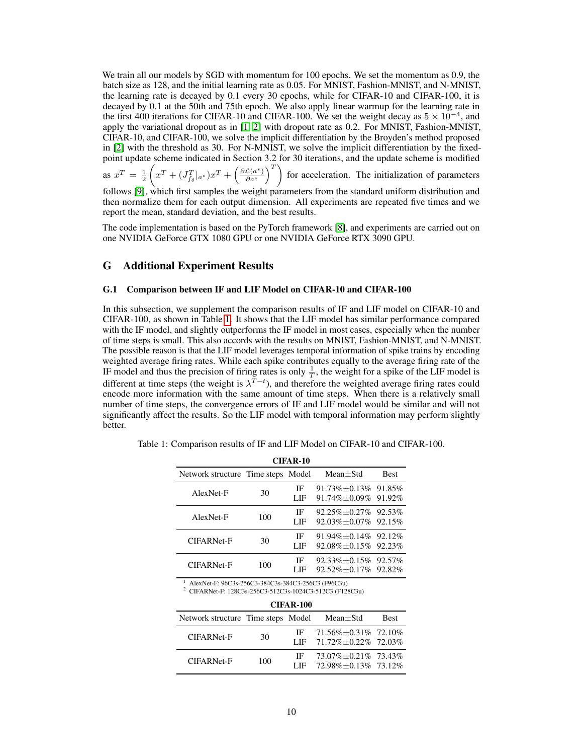We train all our models by SGD with momentum for 100 epochs. We set the momentum as 0.9, the batch size as 128, and the initial learning rate as 0.05. For MNIST, Fashion-MNIST, and N-MNIST, the learning rate is decayed by 0.1 every 30 epochs, while for CIFAR-10 and CIFAR-100, it is decayed by 0.1 at the 50th and 75th epoch. We also apply linear warmup for the learning rate in the first 400 iterations for CIFAR-10 and CIFAR-100. We set the weight decay as $5 \times 10^{-4}$, and apply the variational dropout as in [1, 2] with dropout rate as 0.2. For MNIST, Fashion-MNIST, CIFAR-10, and CIFAR-100, we solve the implicit differentiation by the Broyden's method proposed in [2] with the threshold as 30. For N-MNIST, we solve the implicit differentiation by the fixed-point update scheme indicated in Section 3.2 for 30 iterations, and the update scheme is modified as $x^T = \frac{1}{2}\left(x^T + (J_{f_\theta}^T|_{a^*})x^T + \left(\frac{\partial \mathcal{L}(a^*)}{\partial a^*}\right)^T\right)$ for acceleration. The initialization of parameters follows [9], which first samples the weight parameters from the standard uniform distribution and then normalize them for each output dimension. All experiments are repeated five times and we report the mean, standard deviation, and the best results.

The code implementation is based on the PyTorch framework [8], and experiments are carried out on one NVIDIA GeForce GTX 1080 GPU or one NVIDIA GeForce RTX 3090 GPU.

## G Additional Experiment Results

### G.1 Comparison between IF and LIF Model on CIFAR-10 and CIFAR-100

In this subsection, we supplement the comparison results of IF and LIF model on CIFAR-10 and CIFAR-100, as shown in Table 1. It shows that the LIF model has similar performance compared with the IF model, and slightly outperforms the IF model in most cases, especially when the number of time steps is small. This also accords with the results on MNIST, Fashion-MNIST, and N-MNIST. The possible reason is that the LIF model leverages temporal information of spike trains by encoding weighted average firing rates. While each spike contributes equally to the average firing rate of the IF model and thus the precision of firing rates is only $\frac{1}{T}$, the weight for a spike of the LIF model is different at time steps (the weight is $\lambda^{T-t}$), and therefore the weighted average firing rates could encode more information with the same amount of time steps. When there is a relatively small number of time steps, the convergence errors of IF and LIF model would be similar and will not significantly affect the results. So the LIF model with temporal information may perform slightly better.

Table 1: Comparison results of IF and LIF Model on CIFAR-10 and CIFAR-100.

**CIFAR-10**

| Network structure | Time steps | Model | Mean±Std | Best |
|---|---|---|---|---|
| AlexNet-F | 30 | IF | 91.73%±0.13% | 91.85% |
| | | LIF | 91.74%±0.09% | 91.92% |
| AlexNet-F | 100 | IF | 92.25%±0.27% | 92.53% |
| | | LIF | 92.03%±0.07% | 92.15% |
| CIFARNet-F | 30 | IF | 91.94%±0.14% | 92.12% |
| | | LIF | 92.08%±0.15% | 92.23% |
| CIFARNet-F | 100 | IF | 92.33%±0.15% | 92.57% |
| | | LIF | 92.52%±0.17% | 92.82% |

[1] AlexNet-F: 96C3s-256C3-384C3s-384C3-256C3 (F96C3u)
[2] CIFARNet-F: 128C3s-256C3-512C3s-1024C3-512C3 (F128C3u)

**CIFAR-100**

| Network structure | Time steps | Model | Mean±Std | Best |
|---|---|---|---|---|
| CIFARNet-F | 30 | IF | 71.56%±0.31% | 72.10% |
| | | LIF | 71.72%±0.22% | 72.03% |
| CIFARNet-F | 100 | IF | 73.07%±0.21% | 73.43% |
| | | LIF | 72.98%±0.13% | 73.12% |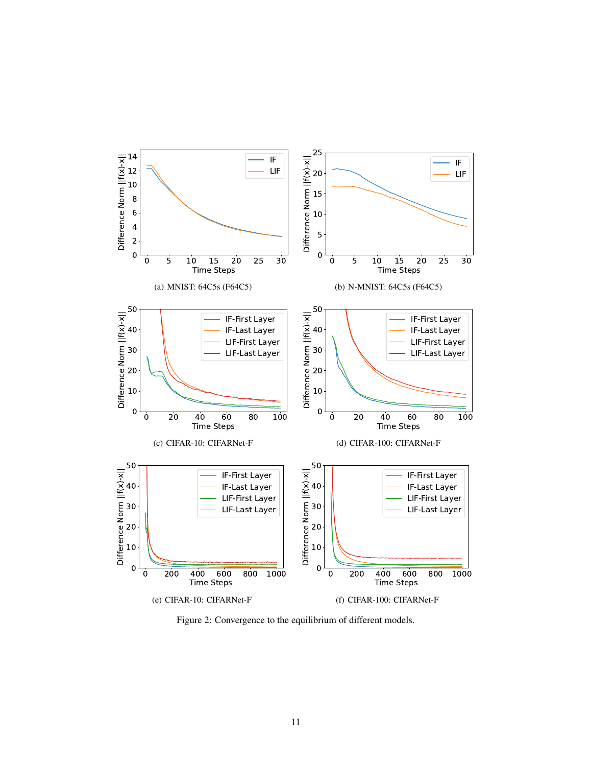(a) MNIST: 64C5s (F64C5)

(b) N-MNIST: 64C5s (F64C5)

(c) CIFAR-10: CIFARNet-F

(d) CIFAR-100: CIFARNet-F

(e) CIFAR-10: CIFARNet-F

(f) CIFAR-100: CIFARNet-F

Figure 2: Convergence to the equilibrium of different models.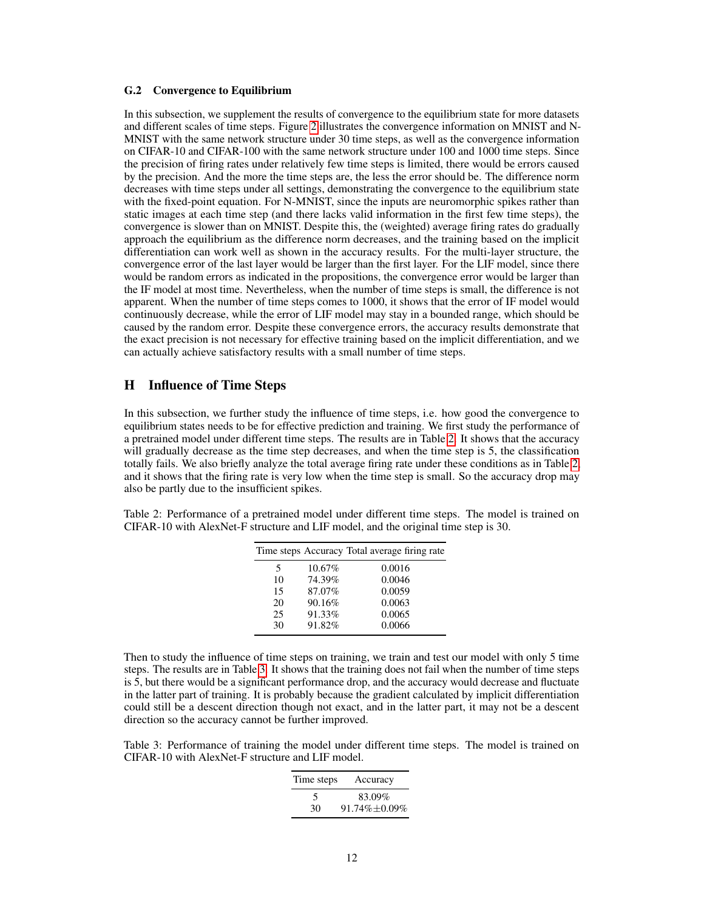### G.2 Convergence to Equilibrium

In this subsection, we supplement the results of convergence to the equilibrium state for more datasets and different scales of time steps. Figure 2 illustrates the convergence information on MNIST and N-MNIST with the same network structure under 30 time steps, as well as the convergence information on CIFAR-10 and CIFAR-100 with the same network structure under 100 and 1000 time steps. Since the precision of firing rates under relatively few time steps is limited, there would be errors caused by the precision. And the more the time steps are, the less the error should be. The difference norm decreases with time steps under all settings, demonstrating the convergence to the equilibrium state with the fixed-point equation. For N-MNIST, since the inputs are neuromorphic spikes rather than static images at each time step (and there lacks valid information in the first few time steps), the convergence is slower than on MNIST. Despite this, the (weighted) average firing rates do gradually approach the equilibrium as the difference norm decreases, and the training based on the implicit differentiation can work well as shown in the accuracy results. For the multi-layer structure, the convergence error of the last layer would be larger than the first layer. For the LIF model, since there would be random errors as indicated in the propositions, the convergence error would be larger than the IF model at most time. Nevertheless, when the number of time steps is small, the difference is not apparent. When the number of time steps comes to 1000, it shows that the error of IF model would continuously decrease, while the error of LIF model may stay in a bounded range, which should be caused by the random error. Despite these convergence errors, the accuracy results demonstrate that the exact precision is not necessary for effective training based on the implicit differentiation, and we can actually achieve satisfactory results with a small number of time steps.

## H Influence of Time Steps

In this subsection, we further study the influence of time steps, i.e. how good the convergence to equilibrium states needs to be for effective prediction and training. We first study the performance of a pretrained model under different time steps. The results are in Table 2. It shows that the accuracy will gradually decrease as the time step decreases, and when the time step is 5, the classification totally fails. We also briefly analyze the total average firing rate under these conditions as in Table 2, and it shows that the firing rate is very low when the time step is small. So the accuracy drop may also be partly due to the insufficient spikes.

Table 2: Performance of a pretrained model under different time steps. The model is trained on CIFAR-10 with AlexNet-F structure and LIF model, and the original time step is 30.

| Time steps | Accuracy | Total average firing rate |
|---|---|---|
| 5 | 10.67% | 0.0016 |
| 10 | 74.39% | 0.0046 |
| 15 | 87.07% | 0.0059 |
| 20 | 90.16% | 0.0063 |
| 25 | 91.33% | 0.0065 |
| 30 | 91.82% | 0.0066 |

Then to study the influence of time steps on training, we train and test our model with only 5 time steps. The results are in Table 3. It shows that the training does not fail when the number of time steps is 5, but there would be a significant performance drop, and the accuracy would decrease and fluctuate in the latter part of training. It is probably because the gradient calculated by implicit differentiation could still be a descent direction though not exact, and in the latter part, it may not be a descent direction so the accuracy cannot be further improved.

Table 3: Performance of training the model under different time steps. The model is trained on CIFAR-10 with AlexNet-F structure and LIF model.

| Time steps | Accuracy |
|---|---|
| 5 | 83.09% |
| 30 | 91.74%$\pm$0.09% |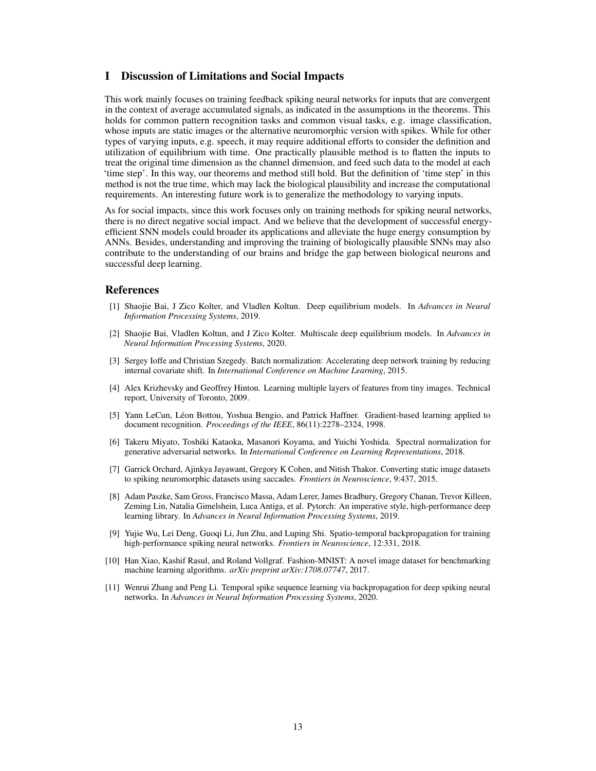## I Discussion of Limitations and Social Impacts

This work mainly focuses on training feedback spiking neural networks for inputs that are convergent in the context of average accumulated signals, as indicated in the assumptions in the theorems. This holds for common pattern recognition tasks and common visual tasks, e.g. image classification, whose inputs are static images or the alternative neuromorphic version with spikes. While for other types of varying inputs, e.g. speech, it may require additional efforts to consider the definition and utilization of equilibrium with time. One practically plausible method is to flatten the inputs to treat the original time dimension as the channel dimension, and feed such data to the model at each 'time step'. In this way, our theorems and method still hold. But the definition of 'time step' in this method is not the true time, which may lack the biological plausibility and increase the computational requirements. An interesting future work is to generalize the methodology to varying inputs.

As for social impacts, since this work focuses only on training methods for spiking neural networks, there is no direct negative social impact. And we believe that the development of successful energy-efficient SNN models could broader its applications and alleviate the huge energy consumption by ANNs. Besides, understanding and improving the training of biologically plausible SNNs may also contribute to the understanding of our brains and bridge the gap between biological neurons and successful deep learning.

## References

[1] Shaojie Bai, J Zico Kolter, and Vladlen Koltun. Deep equilibrium models. In *Advances in Neural Information Processing Systems*, 2019.

[2] Shaojie Bai, Vladlen Koltun, and J Zico Kolter. Multiscale deep equilibrium models. In *Advances in Neural Information Processing Systems*, 2020.

[3] Sergey Ioffe and Christian Szegedy. Batch normalization: Accelerating deep network training by reducing internal covariate shift. In *International Conference on Machine Learning*, 2015.

[4] Alex Krizhevsky and Geoffrey Hinton. Learning multiple layers of features from tiny images. Technical report, University of Toronto, 2009.

[5] Yann LeCun, Léon Bottou, Yoshua Bengio, and Patrick Haffner. Gradient-based learning applied to document recognition. *Proceedings of the IEEE*, 86(11):2278–2324, 1998.

[6] Takeru Miyato, Toshiki Kataoka, Masanori Koyama, and Yuichi Yoshida. Spectral normalization for generative adversarial networks. In *International Conference on Learning Representations*, 2018.

[7] Garrick Orchard, Ajinkya Jayawant, Gregory K Cohen, and Nitish Thakor. Converting static image datasets to spiking neuromorphic datasets using saccades. *Frontiers in Neuroscience*, 9:437, 2015.

[8] Adam Paszke, Sam Gross, Francisco Massa, Adam Lerer, James Bradbury, Gregory Chanan, Trevor Killeen, Zeming Lin, Natalia Gimelshein, Luca Antiga, et al. Pytorch: An imperative style, high-performance deep learning library. In *Advances in Neural Information Processing Systems*, 2019.

[9] Yujie Wu, Lei Deng, Guoqi Li, Jun Zhu, and Luping Shi. Spatio-temporal backpropagation for training high-performance spiking neural networks. *Frontiers in Neuroscience*, 12:331, 2018.

[10] Han Xiao, Kashif Rasul, and Roland Vollgraf. Fashion-MNIST: A novel image dataset for benchmarking machine learning algorithms. *arXiv preprint arXiv:1708.07747*, 2017.

[11] Wenrui Zhang and Peng Li. Temporal spike sequence learning via backpropagation for deep spiking neural networks. In *Advances in Neural Information Processing Systems*, 2020.